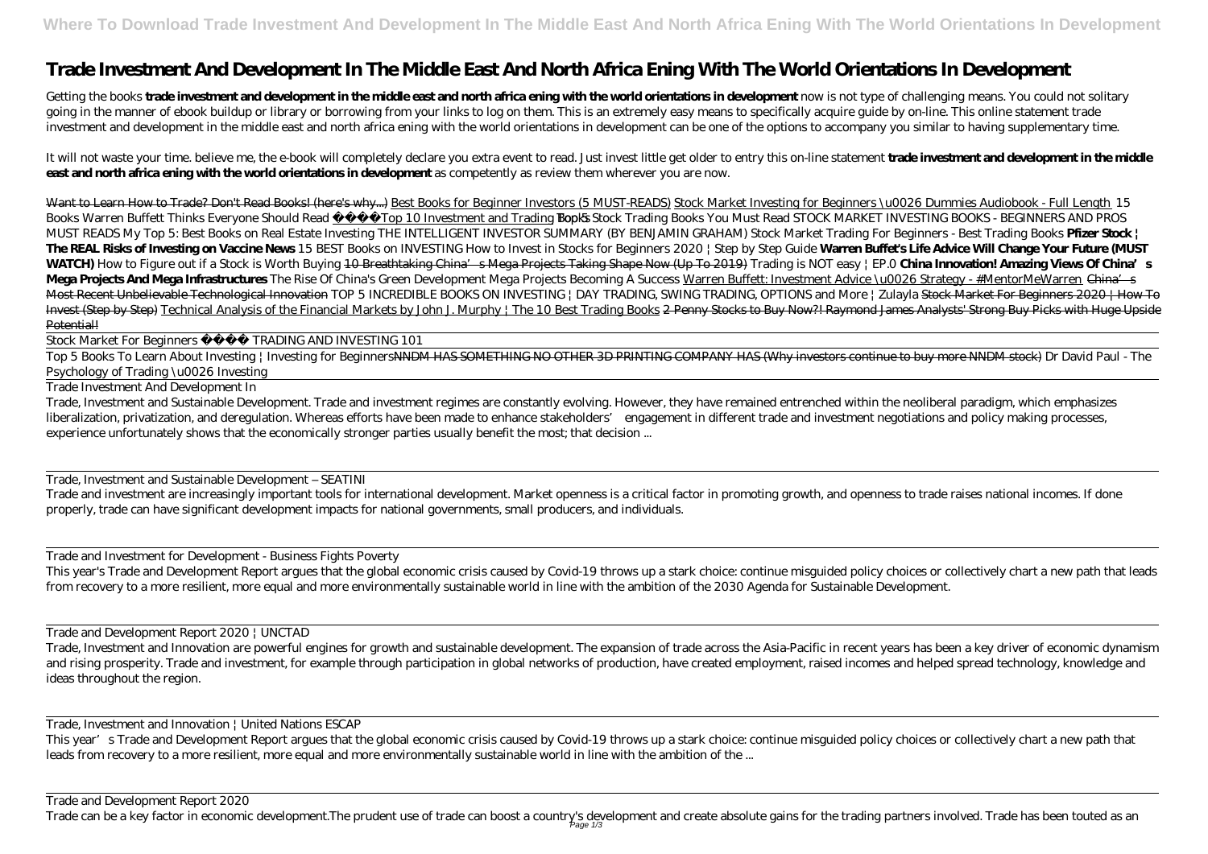# Trade Investment And Development In The Middle East And North Africa Ening With The World Orientations In Development

Getting the books **trade investment and development in the middle east and north africa ening with the world orientations in development** now is not type of challenging means. You could not solitary going in the manner of ebook buildup or library or borrowing from your links to log on them. This is an extremely easy means to specifically acquire guide by on-line. This online statement trade investment and development in the middle east and north africa ening with the world orientations in development can be one of the options to accompany you similar to having supplementary time.

It will not waste your time. believe me, the e-book will completely declare you extra event to read. Just invest little get older to entry this on-line statement **trade investment and development in the middle east and north africa ening with the world orientations in development** as competently as review them wherever you are now.

Want to Learn How to Trade? Don't Read Books! (here's why...) Best Books for Beginner Investors (5 MUST-READS) Stock Market Investing for Beginners \u0026 Dummies Audiobook - Full Length *15 Books Warren Buffett Thinks Everyone Should Read* Top 10 Investment and Trading Books *Top 5 Stock Trading Books You Must Read STOCK MARKET INVESTING BOOKS - BEGINNERS AND PROS MUST READS My Top 5: Best Books on Real Estate Investing THE INTELLIGENT INVESTOR SUMMARY (BY BENJAMIN GRAHAM) Stock Market Trading For Beginners - Best Trading Books* **Pfizer Stock | The REAL Risks of Investing on Vaccine News** *15 BEST Books on INVESTING How to Invest in Stocks for Beginners 2020 | Step by Step Guide* **Warren Buffet's Life Advice Will Change Your Future (MUST WATCH)** *How to Figure out if a Stock is Worth Buying* 10 Breathtaking China's Mega Projects Taking Shape Now (Up To 2019) *Trading is NOT easy | EP.0* **China Innovation! Amazing Views Of China's Mega Projects And Mega Infrastructures** *The Rise Of China's Green Development Mega Projects Becoming A Success* Warren Buffett: Investment Advice \u0026 Strategy - #MentorMeWarren China's Most Recent Unbelievable Technological Innovation *TOP 5 INCREDIBLE BOOKS ON INVESTING | DAY TRADING, SWING TRADING, OPTIONS and More | Zulayla* Stock Market For Beginners 2020 | How To Invest (Step by Step) Technical Analysis of the Financial Markets by John J. Murphy | The 10 Best Trading Books 2 Penny Stocks to Buy Now?! Raymond James Analysts' Strong Buy Picks with Huge Upside Potential!

Stock Market For Beginners TRADING AND INVESTING 101

Top 5 Books To Learn About Investing | Investing for Beginners NNDM HAS SOMETHING NO OTHER 3D PRINTING COMPANY HAS (Why investors continue to buy more NNDM stock) *Dr David Paul - The Psychology of Trading \u0026 Investing*

Trade Investment And Development In

Trade, Investment and Sustainable Development. Trade and investment regimes are constantly evolving. However, they have remained entrenched within the neoliberal paradigm, which emphasizes liberalization, privatization, and deregulation. Whereas efforts have been made to enhance stakeholders' engagement in different trade and investment negotiations and policy making processes, experience unfortunately shows that the economically stronger parties usually benefit the most; that decision ...

Trade, Investment and Sustainable Development – SEATINI

Trade and investment are increasingly important tools for international development. Market openness is a critical factor in promoting growth, and openness to trade raises national incomes. If done properly, trade can have significant development impacts for national governments, small producers, and individuals.

Trade and Investment for Development - Business Fights Poverty

This year's Trade and Development Report argues that the global economic crisis caused by Covid-19 throws up a stark choice: continue misguided policy choices or collectively chart a new path that leads from recovery to a more resilient, more equal and more environmentally sustainable world in line with the ambition of the 2030 Agenda for Sustainable Development.

Trade and Development Report 2020 | UNCTAD

Trade, Investment and Innovation are powerful engines for growth and sustainable development. The expansion of trade across the Asia-Pacific in recent years has been a key driver of economic dynamism and rising prosperity. Trade and investment, for example through participation in global networks of production, have created employment, raised incomes and helped spread technology, knowledge and ideas throughout the region.

Trade, Investment and Innovation | United Nations ESCAP

This year's Trade and Development Report argues that the global economic crisis caused by Covid-19 throws up a stark choice: continue misguided policy choices or collectively chart a new path that leads from recovery to a more resilient, more equal and more environmentally sustainable world in line with the ambition of the ...

Trade and Development Report 2020

Trade can be a key factor in economic development.The prudent use of trade can boost a country's development and create absolute gains for the trading partners involved. Trade has been touted as an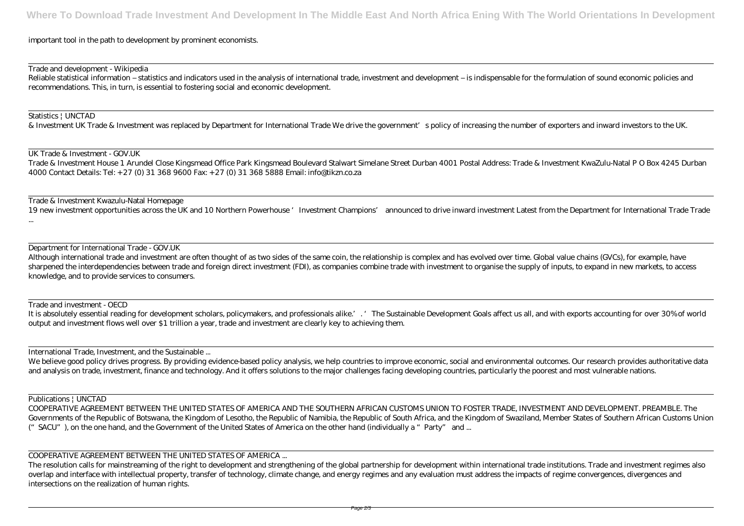important tool in the path to development by prominent economists.

Trade and development - Wikipedia

Reliable statistical information – statistics and indicators used in the analysis of international trade, investment and development – is indispensable for the formulation of sound economic policies and recommendations. This, in turn, is essential to fostering social and economic development.

Statistics | UNCTAD

& Investment UK Trade & Investment was replaced by Department for International Trade We drive the government's policy of increasing the number of exporters and inward investors to the UK.

UK Trade & Investment - GOV.UK

Trade & Investment House 1 Arundel Close Kingsmead Office Park Kingsmead Boulevard Stalwart Simelane Street Durban 4001 Postal Address: Trade & Investment KwaZulu-Natal P O Box 4245 Durban 4000 Contact Details: Tel: +27 (0) 31 368 9600 Fax: +27 (0) 31 368 5888 Email: info@tikzn.co.za

Trade & Investment Kwazulu-Natal Homepage

19 new investment opportunities across the UK and 10 Northern Powerhouse 'Investment Champions' announced to drive inward investment Latest from the Department for International Trade Trade ...

Department for International Trade - GOV.UK

Although international trade and investment are often thought of as two sides of the same coin, the relationship is complex and has evolved over time. Global value chains (GVCs), for example, have sharpened the interdependencies between trade and foreign direct investment (FDI), as companies combine trade with investment to organise the supply of inputs, to expand in new markets, to access knowledge, and to provide services to consumers.

Trade and investment - OECD

It is absolutely essential reading for development scholars, policymakers, and professionals alike.'. 'The Sustainable Development Goals affect us all, and with exports accounting for over 30% of world output and investment flows well over $1 trillion a year, trade and investment are clearly key to achieving them.

International Trade, Investment, and the Sustainable ...

We believe good policy drives progress. By providing evidence-based policy analysis, we help countries to improve economic, social and environmental outcomes. Our research provides authoritative data and analysis on trade, investment, finance and technology. And it offers solutions to the major challenges facing developing countries, particularly the poorest and most vulnerable nations.

Publications | UNCTAD

COOPERATIVE AGREEMENT BETWEEN THE UNITED STATES OF AMERICA AND THE SOUTHERN AFRICAN CUSTOMS UNION TO FOSTER TRADE, INVESTMENT AND DEVELOPMENT. PREAMBLE. The Governments of the Republic of Botswana, the Kingdom of Lesotho, the Republic of Namibia, the Republic of South Africa, and the Kingdom of Swaziland, Member States of Southern African Customs Union ("SACU"), on the one hand, and the Government of the United States of America on the other hand (individually a "Party" and ...

COOPERATIVE AGREEMENT BETWEEN THE UNITED STATES OF AMERICA ...

The resolution calls for mainstreaming of the right to development and strengthening of the global partnership for development within international trade institutions. Trade and investment regimes also overlap and interface with intellectual property, transfer of technology, climate change, and energy regimes and any evaluation must address the impacts of regime convergences, divergences and intersections on the realization of human rights.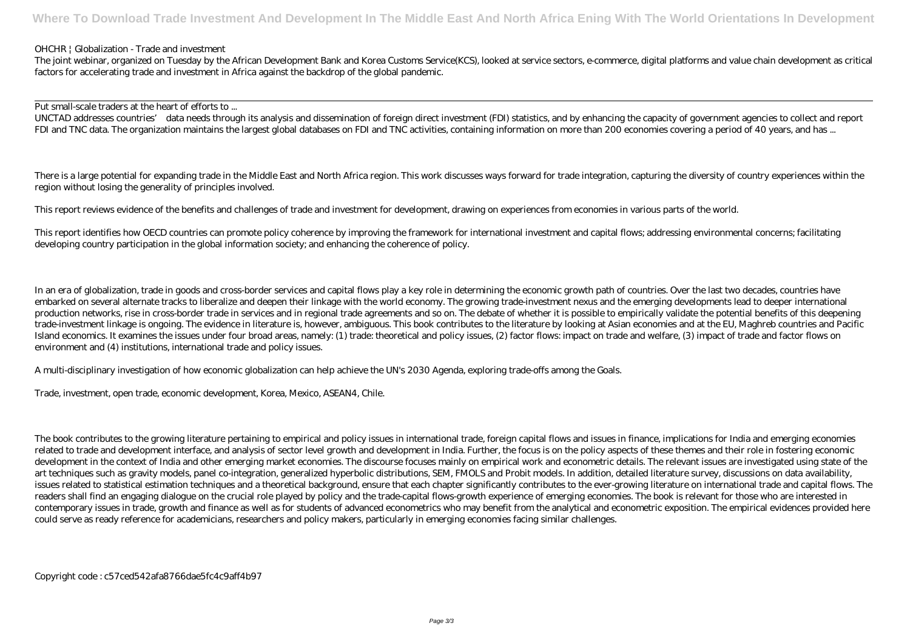OHCHR | Globalization - Trade and investment

The joint webinar, organized on Tuesday by the African Development Bank and Korea Customs Service(KCS), looked at service sectors, e-commerce, digital platforms and value chain development as critical factors for accelerating trade and investment in Africa against the backdrop of the global pandemic.

Put small-scale traders at the heart of efforts to ...

UNCTAD addresses countries' data needs through its analysis and dissemination of foreign direct investment (FDI) statistics, and by enhancing the capacity of government agencies to collect and report FDI and TNC data. The organization maintains the largest global databases on FDI and TNC activities, containing information on more than 200 economies covering a period of 40 years, and has ...

There is a large potential for expanding trade in the Middle East and North Africa region. This work discusses ways forward for trade integration, capturing the diversity of country experiences within the region without losing the generality of principles involved.

This report reviews evidence of the benefits and challenges of trade and investment for development, drawing on experiences from economies in various parts of the world.

This report identifies how OECD countries can promote policy coherence by improving the framework for international investment and capital flows; addressing environmental concerns; facilitating developing country participation in the global information society; and enhancing the coherence of policy.

In an era of globalization, trade in goods and cross-border services and capital flows play a key role in determining the economic growth path of countries. Over the last two decades, countries have embarked on several alternate tracks to liberalize and deepen their linkage with the world economy. The growing trade-investment nexus and the emerging developments lead to deeper international production networks, rise in cross-border trade in services and in regional trade agreements and so on. The debate of whether it is possible to empirically validate the potential benefits of this deepening trade-investment linkage is ongoing. The evidence in literature is, however, ambiguous. This book contributes to the literature by looking at Asian economies and at the EU, Maghreb countries and Pacific Island economics. It examines the issues under four broad areas, namely: (1) trade: theoretical and policy issues, (2) factor flows: impact on trade and welfare, (3) impact of trade and factor flows on environment and (4) institutions, international trade and policy issues.

A multi-disciplinary investigation of how economic globalization can help achieve the UN's 2030 Agenda, exploring trade-offs among the Goals.

Trade, investment, open trade, economic development, Korea, Mexico, ASEAN4, Chile.

The book contributes to the growing literature pertaining to empirical and policy issues in international trade, foreign capital flows and issues in finance, implications for India and emerging economies related to trade and development interface, and analysis of sector level growth and development in India. Further, the focus is on the policy aspects of these themes and their role in fostering economic development in the context of India and other emerging market economies. The discourse focuses mainly on empirical work and econometric details. The relevant issues are investigated using state of the art techniques such as gravity models, panel co-integration, generalized hyperbolic distributions, SEM, FMOLS and Probit models. In addition, detailed literature survey, discussions on data availability, issues related to statistical estimation techniques and a theoretical background, ensure that each chapter significantly contributes to the ever-growing literature on international trade and capital flows. The readers shall find an engaging dialogue on the crucial role played by policy and the trade-capital flows-growth experience of emerging economies. The book is relevant for those who are interested in contemporary issues in trade, growth and finance as well as for students of advanced econometrics who may benefit from the analytical and econometric exposition. The empirical evidences provided here could serve as ready reference for academicians, researchers and policy makers, particularly in emerging economies facing similar challenges.

Copyright code : c57ced542afa8766dae5fc4c9aff4b97